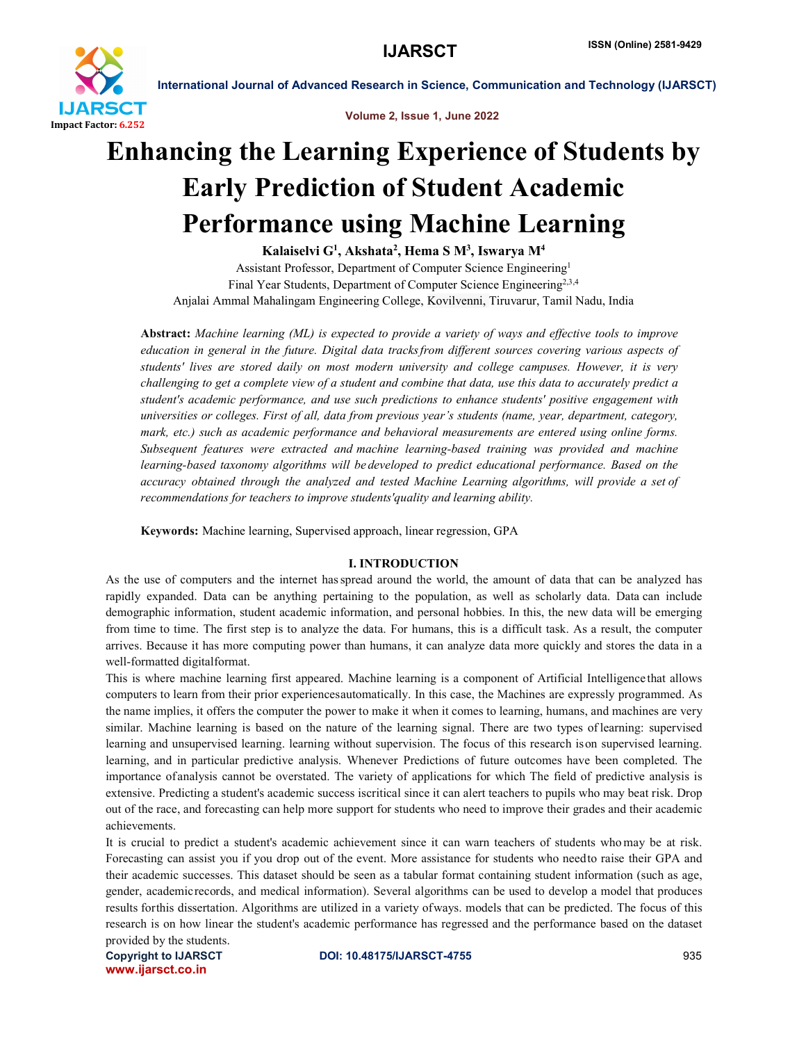# Enhancing the Learning Experience of Students by Early Prediction of Student Academic Performance using Machine Learning

**Kalaiselvi G[1], Akshata[2], Hema S M[3], Iswarya M[4]**

Assistant Professor, Department of Computer Science Engineering[1]
Final Year Students, Department of Computer Science Engineering[2,3,4]
Anjalai Ammal Mahalingam Engineering College, Kovilvenni, Tiruvarur, Tamil Nadu, India

**Abstract:** *Machine learning (ML) is expected to provide a variety of ways and effective tools to improve education in general in the future. Digital data tracks from different sources covering various aspects of students' lives are stored daily on most modern university and college campuses. However, it is very challenging to get a complete view of a student and combine that data, use this data to accurately predict a student's academic performance, and use such predictions to enhance students' positive engagement with universities or colleges. First of all, data from previous year's students (name, year, department, category, mark, etc.) such as academic performance and behavioral measurements are entered using online forms. Subsequent features were extracted and machine learning-based training was provided and machine learning-based taxonomy algorithms will be developed to predict educational performance. Based on the accuracy obtained through the analyzed and tested Machine Learning algorithms, will provide a set of recommendations for teachers to improve students'quality and learning ability.*

**Keywords:** Machine learning, Supervised approach, linear regression, GPA

## I. INTRODUCTION

As the use of computers and the internet has spread around the world, the amount of data that can be analyzed has rapidly expanded. Data can be anything pertaining to the population, as well as scholarly data. Data can include demographic information, student academic information, and personal hobbies. In this, the new data will be emerging from time to time. The first step is to analyze the data. For humans, this is a difficult task. As a result, the computer arrives. Because it has more computing power than humans, it can analyze data more quickly and stores the data in a well-formatted digitalformat.

This is where machine learning first appeared. Machine learning is a component of Artificial Intelligence that allows computers to learn from their prior experiencesautomatically. In this case, the Machines are expressly programmed. As the name implies, it offers the computer the power to make it when it comes to learning, humans, and machines are very similar. Machine learning is based on the nature of the learning signal. There are two types of learning: supervised learning and unsupervised learning. learning without supervision. The focus of this research ison supervised learning. learning, and in particular predictive analysis. Whenever Predictions of future outcomes have been completed. The importance ofanalysis cannot be overstated. The variety of applications for which The field of predictive analysis is extensive. Predicting a student's academic success iscritical since it can alert teachers to pupils who may beat risk. Drop out of the race, and forecasting can help more support for students who need to improve their grades and their academic achievements.

It is crucial to predict a student's academic achievement since it can warn teachers of students who may be at risk. Forecasting can assist you if you drop out of the event. More assistance for students who needto raise their GPA and their academic successes. This dataset should be seen as a tabular format containing student information (such as age, gender, academicrecords, and medical information). Several algorithms can be used to develop a model that produces results forthis dissertation. Algorithms are utilized in a variety ofways. models that can be predicted. The focus of this research is on how linear the student's academic performance has regressed and the performance based on the dataset provided by the students.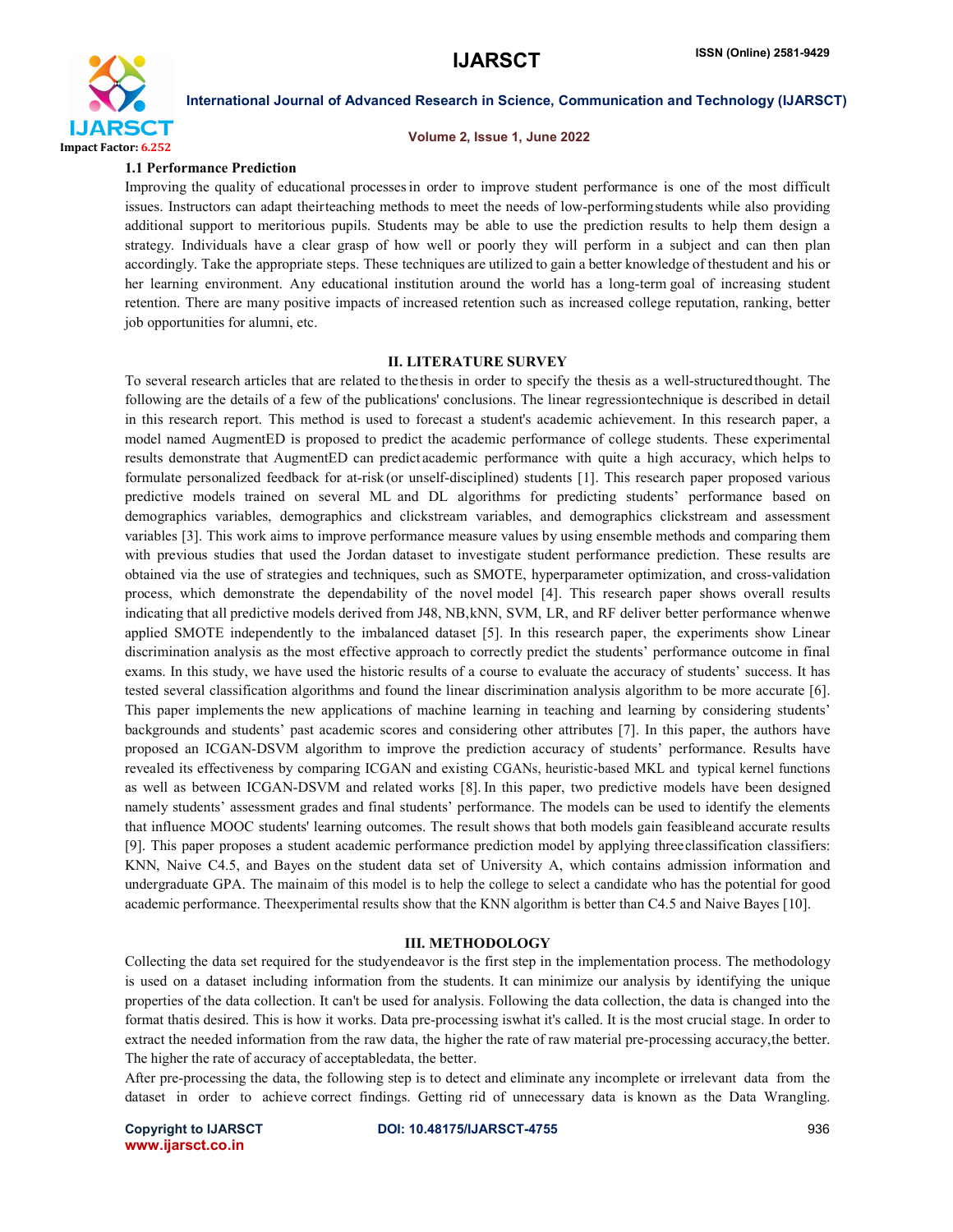### 1.1 Performance Prediction

Improving the quality of educational processes in order to improve student performance is one of the most difficult issues. Instructors can adapt their teaching methods to meet the needs of low-performing students while also providing additional support to meritorious pupils. Students may be able to use the prediction results to help them design a strategy. Individuals have a clear grasp of how well or poorly they will perform in a subject and can then plan accordingly. Take the appropriate steps. These techniques are utilized to gain a better knowledge of the student and his or her learning environment. Any educational institution around the world has a long-term goal of increasing student retention. There are many positive impacts of increased retention such as increased college reputation, ranking, better job opportunities for alumni, etc.

## II. LITERATURE SURVEY

To several research articles that are related to the thesis in order to specify the thesis as a well-structured thought. The following are the details of a few of the publications' conclusions. The linear regression technique is described in detail in this research report. This method is used to forecast a student's academic achievement. In this research paper, a model named AugmentED is proposed to predict the academic performance of college students. These experimental results demonstrate that AugmentED can predict academic performance with quite a high accuracy, which helps to formulate personalized feedback for at-risk (or unself-disciplined) students [1]. This research paper proposed various predictive models trained on several ML and DL algorithms for predicting students' performance based on demographics variables, demographics and clickstream variables, and demographics clickstream and assessment variables [3]. This work aims to improve performance measure values by using ensemble methods and comparing them with previous studies that used the Jordan dataset to investigate student performance prediction. These results are obtained via the use of strategies and techniques, such as SMOTE, hyperparameter optimization, and cross-validation process, which demonstrate the dependability of the novel model [4]. This research paper shows overall results indicating that all predictive models derived from J48, NB, kNN, SVM, LR, and RF deliver better performance when we applied SMOTE independently to the imbalanced dataset [5]. In this research paper, the experiments show Linear discrimination analysis as the most effective approach to correctly predict the students' performance outcome in final exams. In this study, we have used the historic results of a course to evaluate the accuracy of students' success. It has tested several classification algorithms and found the linear discrimination analysis algorithm to be more accurate [6]. This paper implements the new applications of machine learning in teaching and learning by considering students' backgrounds and students' past academic scores and considering other attributes [7]. In this paper, the authors have proposed an ICGAN-DSVM algorithm to improve the prediction accuracy of students' performance. Results have revealed its effectiveness by comparing ICGAN and existing CGANs, heuristic-based MKL and typical kernel functions as well as between ICGAN-DSVM and related works [8]. In this paper, two predictive models have been designed namely students' assessment grades and final students' performance. The models can be used to identify the elements that influence MOOC students' learning outcomes. The result shows that both models gain feasible and accurate results [9]. This paper proposes a student academic performance prediction model by applying three classification classifiers: KNN, Naive C4.5, and Bayes on the student data set of University A, which contains admission information and undergraduate GPA. The main aim of this model is to help the college to select a candidate who has the potential for good academic performance. The experimental results show that the KNN algorithm is better than C4.5 and Naive Bayes [10].

## III. METHODOLOGY

Collecting the data set required for the study endeavor is the first step in the implementation process. The methodology is used on a dataset including information from the students. It can minimize our analysis by identifying the unique properties of the data collection. It can't be used for analysis. Following the data collection, the data is changed into the format that is desired. This is how it works. Data pre-processing is what it's called. It is the most crucial stage. In order to extract the needed information from the raw data, the higher the rate of raw material pre-processing accuracy, the better. The higher the rate of accuracy of acceptable data, the better.

After pre-processing the data, the following step is to detect and eliminate any incomplete or irrelevant data from the dataset in order to achieve correct findings. Getting rid of unnecessary data is known as the Data Wrangling.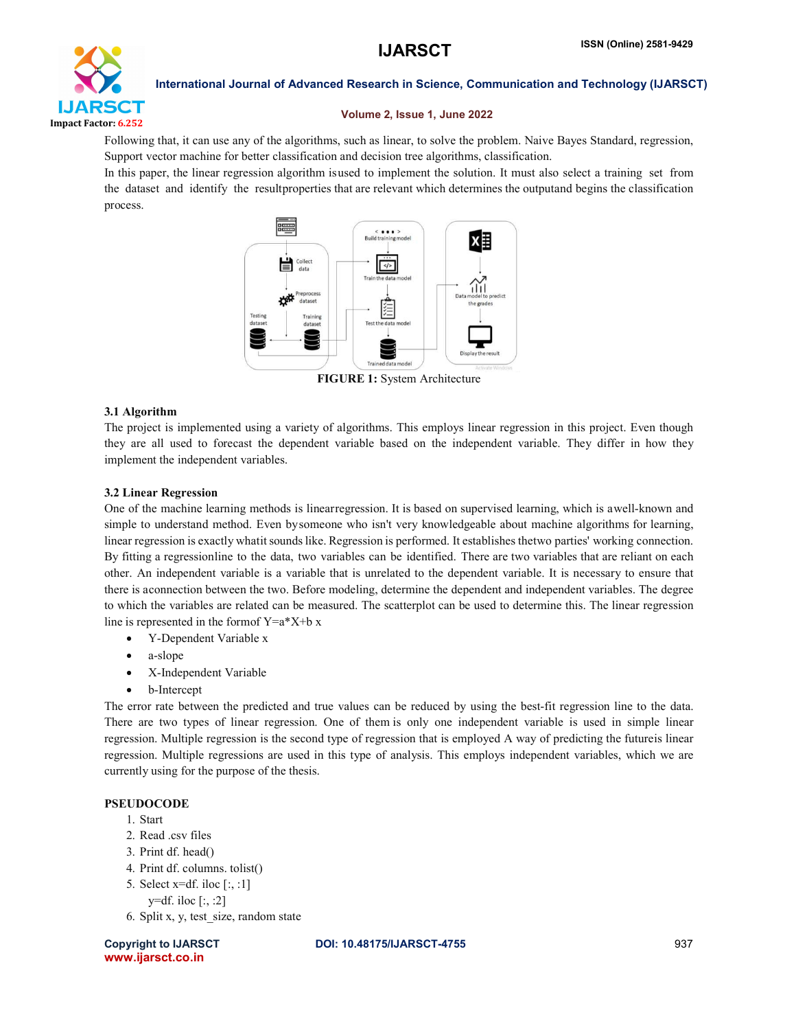Following that, it can use any of the algorithms, such as linear, to solve the problem. Naive Bayes Standard, regression, Support vector machine for better classification and decision tree algorithms, classification.

In this paper, the linear regression algorithm isused to implement the solution. It must also select a training set from the dataset and identify the resultproperties that are relevant which determines the outputand begins the classification process.

**FIGURE 1:** System Architecture

### 3.1 Algorithm

The project is implemented using a variety of algorithms. This employs linear regression in this project. Even though they are all used to forecast the dependent variable based on the independent variable. They differ in how they implement the independent variables.

### 3.2 Linear Regression

One of the machine learning methods is linearregression. It is based on supervised learning, which is awell-known and simple to understand method. Even bysomeone who isn't very knowledgeable about machine algorithms for learning, linear regression is exactly whatit sounds like. Regression is performed. It establishes thetwo parties' working connection. By fitting a regressionline to the data, two variables can be identified. There are two variables that are reliant on each other. An independent variable is a variable that is unrelated to the dependent variable. It is necessary to ensure that there is aconnection between the two. Before modeling, determine the dependent and independent variables. The degree to which the variables are related can be measured. The scatterplot can be used to determine this. The linear regression line is represented in the formof Y=a*X+b x

- Y-Dependent Variable x
- a-slope
- X-Independent Variable
- b-Intercept

The error rate between the predicted and true values can be reduced by using the best-fit regression line to the data. There are two types of linear regression. One of them is only one independent variable is used in simple linear regression. Multiple regression is the second type of regression that is employed A way of predicting the futureis linear regression. Multiple regressions are used in this type of analysis. This employs independent variables, which we are currently using for the purpose of the thesis.

**PSEUDOCODE**

1. Start
2. Read .csv files
3. Print df. head()
4. Print df. columns. tolist()
5. Select x=df. iloc [:, :1]
   y=df. iloc [:, :2]
6. Split x, y, test_size, random state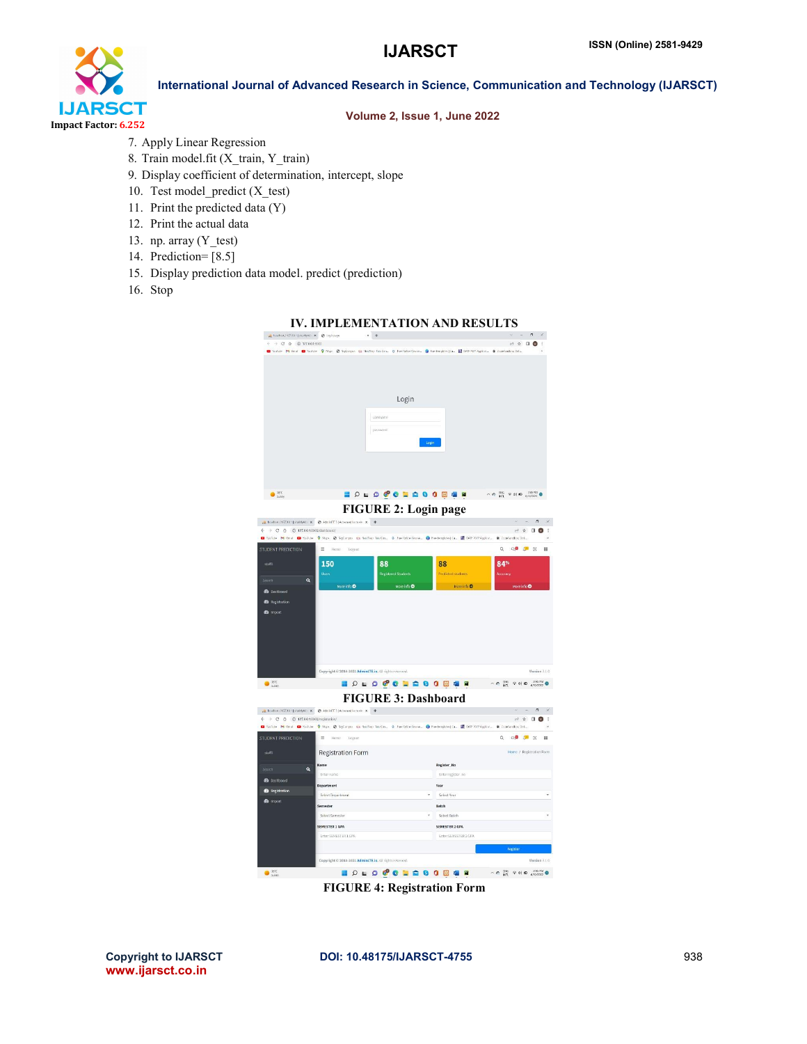7. Apply Linear Regression
8. Train model.fit (X_train, Y_train)
9. Display coefficient of determination, intercept, slope
10. Test model_predict (X_test)
11. Print the predicted data (Y)
12. Print the actual data
13. np. array (Y_test)
14. Prediction= [8.5]
15. Display prediction data model. predict (prediction)
16. Stop

## IV. IMPLEMENTATION AND RESULTS

FIGURE 2: Login page

FIGURE 3: Dashboard

FIGURE 4: Registration Form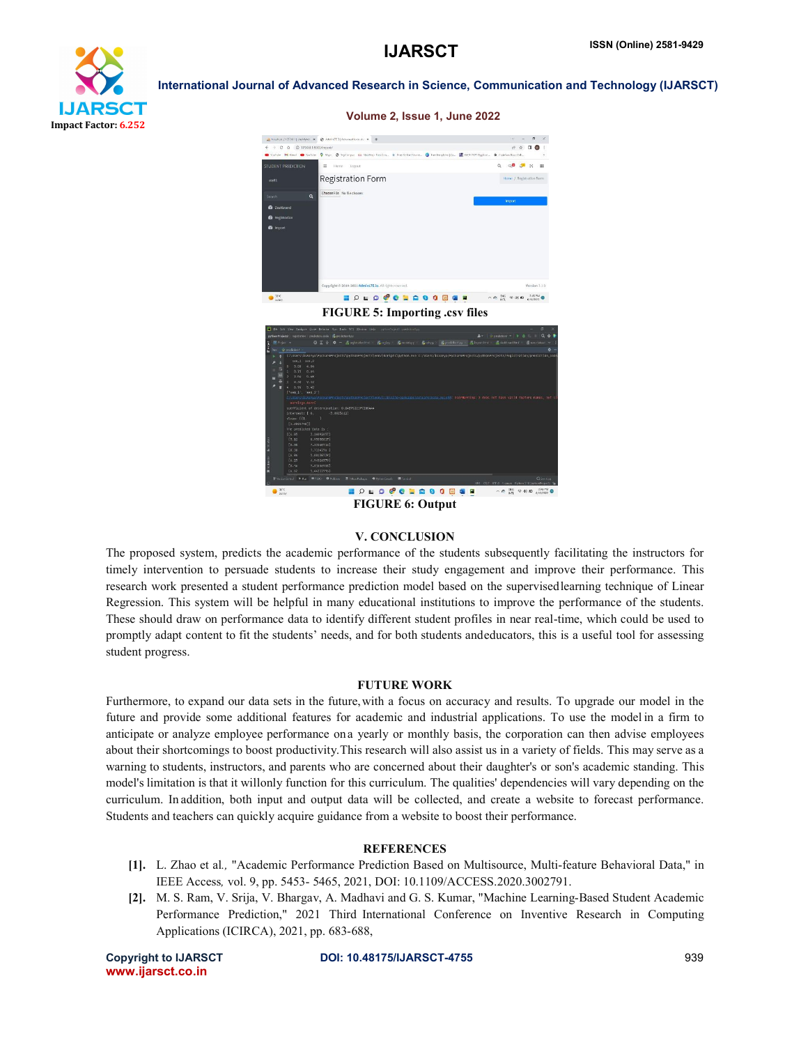FIGURE 5: Importing .csv files

FIGURE 6: Output

## V. CONCLUSION

The proposed system, predicts the academic performance of the students subsequently facilitating the instructors for timely intervention to persuade students to increase their study engagement and improve their performance. This research work presented a student performance prediction model based on the supervisedlearning technique of Linear Regression. This system will be helpful in many educational institutions to improve the performance of the students. These should draw on performance data to identify different student profiles in near real-time, which could be used to promptly adapt content to fit the students' needs, and for both students andeducators, this is a useful tool for assessing student progress.

## FUTURE WORK

Furthermore, to expand our data sets in the future, with a focus on accuracy and results. To upgrade our model in the future and provide some additional features for academic and industrial applications. To use the model in a firm to anticipate or analyze employee performance ona yearly or monthly basis, the corporation can then advise employees about their shortcomings to boost productivity.This research will also assist us in a variety of fields. This may serve as a warning to students, instructors, and parents who are concerned about their daughter's or son's academic standing. This model's limitation is that it willonly function for this curriculum. The qualities' dependencies will vary depending on the curriculum. In addition, both input and output data will be collected, and create a website to forecast performance. Students and teachers can quickly acquire guidance from a website to boost their performance.

## REFERENCES

[1]. L. Zhao et al., "Academic Performance Prediction Based on Multisource, Multi-feature Behavioral Data," in IEEE Access, vol. 9, pp. 5453- 5465, 2021, DOI: 10.1109/ACCESS.2020.3002791.

[2]. M. S. Ram, V. Srija, V. Bhargav, A. Madhavi and G. S. Kumar, "Machine Learning-Based Student Academic Performance Prediction," 2021 Third International Conference on Inventive Research in Computing Applications (ICIRCA), 2021, pp. 683-688,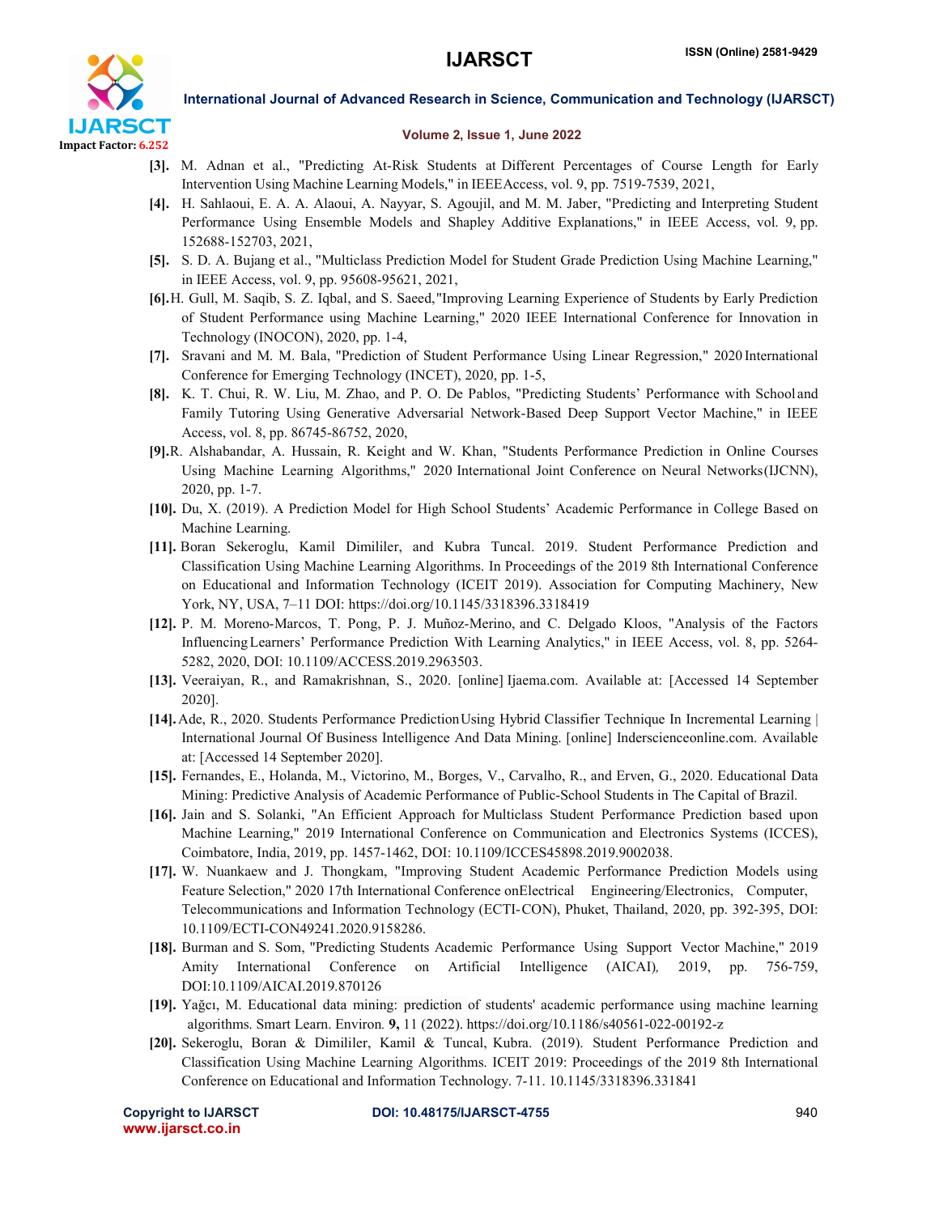[3]. M. Adnan et al., "Predicting At-Risk Students at Different Percentages of Course Length for Early Intervention Using Machine Learning Models," in IEEEAccess, vol. 9, pp. 7519-7539, 2021,

[4]. H. Sahlaoui, E. A. A. Alaoui, A. Nayyar, S. Agoujil, and M. M. Jaber, "Predicting and Interpreting Student Performance Using Ensemble Models and Shapley Additive Explanations," in IEEE Access, vol. 9, pp. 152688-152703, 2021,

[5]. S. D. A. Bujang et al., "Multiclass Prediction Model for Student Grade Prediction Using Machine Learning," in IEEE Access, vol. 9, pp. 95608-95621, 2021,

[6]. H. Gull, M. Saqib, S. Z. Iqbal, and S. Saeed,"Improving Learning Experience of Students by Early Prediction of Student Performance using Machine Learning," 2020 IEEE International Conference for Innovation in Technology (INOCON), 2020, pp. 1-4,

[7]. Sravani and M. M. Bala, "Prediction of Student Performance Using Linear Regression," 2020 International Conference for Emerging Technology (INCET), 2020, pp. 1-5,

[8]. K. T. Chui, R. W. Liu, M. Zhao, and P. O. De Pablos, "Predicting Students' Performance with School and Family Tutoring Using Generative Adversarial Network-Based Deep Support Vector Machine," in IEEE Access, vol. 8, pp. 86745-86752, 2020,

[9]. R. Alshabandar, A. Hussain, R. Keight and W. Khan, "Students Performance Prediction in Online Courses Using Machine Learning Algorithms," 2020 International Joint Conference on Neural Networks(IJCNN), 2020, pp. 1-7.

[10]. Du, X. (2019). A Prediction Model for High School Students' Academic Performance in College Based on Machine Learning.

[11]. Boran Sekeroglu, Kamil Dimililer, and Kubra Tuncal. 2019. Student Performance Prediction and Classification Using Machine Learning Algorithms. In Proceedings of the 2019 8th International Conference on Educational and Information Technology (ICEIT 2019). Association for Computing Machinery, New York, NY, USA, 7–11 DOI: https://doi.org/10.1145/3318396.3318419

[12]. P. M. Moreno-Marcos, T. Pong, P. J. Muñoz-Merino, and C. Delgado Kloos, "Analysis of the Factors Influencing Learners' Performance Prediction With Learning Analytics," in IEEE Access, vol. 8, pp. 5264-5282, 2020, DOI: 10.1109/ACCESS.2019.2963503.

[13]. Veeraiyan, R., and Ramakrishnan, S., 2020. [online] Ijaema.com. Available at: [Accessed 14 September 2020].

[14]. Ade, R., 2020. Students Performance Prediction Using Hybrid Classifier Technique In Incremental Learning | International Journal Of Business Intelligence And Data Mining. [online] Inderscienceonline.com. Available at: [Accessed 14 September 2020].

[15]. Fernandes, E., Holanda, M., Victorino, M., Borges, V., Carvalho, R., and Erven, G., 2020. Educational Data Mining: Predictive Analysis of Academic Performance of Public-School Students in The Capital of Brazil.

[16]. Jain and S. Solanki, "An Efficient Approach for Multiclass Student Performance Prediction based upon Machine Learning," 2019 International Conference on Communication and Electronics Systems (ICCES), Coimbatore, India, 2019, pp. 1457-1462, DOI: 10.1109/ICCES45898.2019.9002038.

[17]. W. Nuankaew and J. Thongkam, "Improving Student Academic Performance Prediction Models using Feature Selection," 2020 17th International Conference onElectrical Engineering/Electronics, Computer, Telecommunications and Information Technology (ECTI-CON), Phuket, Thailand, 2020, pp. 392-395, DOI: 10.1109/ECTI-CON49241.2020.9158286.

[18]. Burman and S. Som, "Predicting Students Academic Performance Using Support Vector Machine," 2019 Amity International Conference on Artificial Intelligence (AICAI), 2019, pp. 756-759, DOI:10.1109/AICAI.2019.870126

[19]. Yağcı, M. Educational data mining: prediction of students' academic performance using machine learning algorithms. Smart Learn. Environ. **9,** 11 (2022). https://doi.org/10.1186/s40561-022-00192-z

[20]. Sekeroglu, Boran & Dimililer, Kamil & Tuncal, Kubra. (2019). Student Performance Prediction and Classification Using Machine Learning Algorithms. ICEIT 2019: Proceedings of the 2019 8th International Conference on Educational and Information Technology. 7-11. 10.1145/3318396.331841